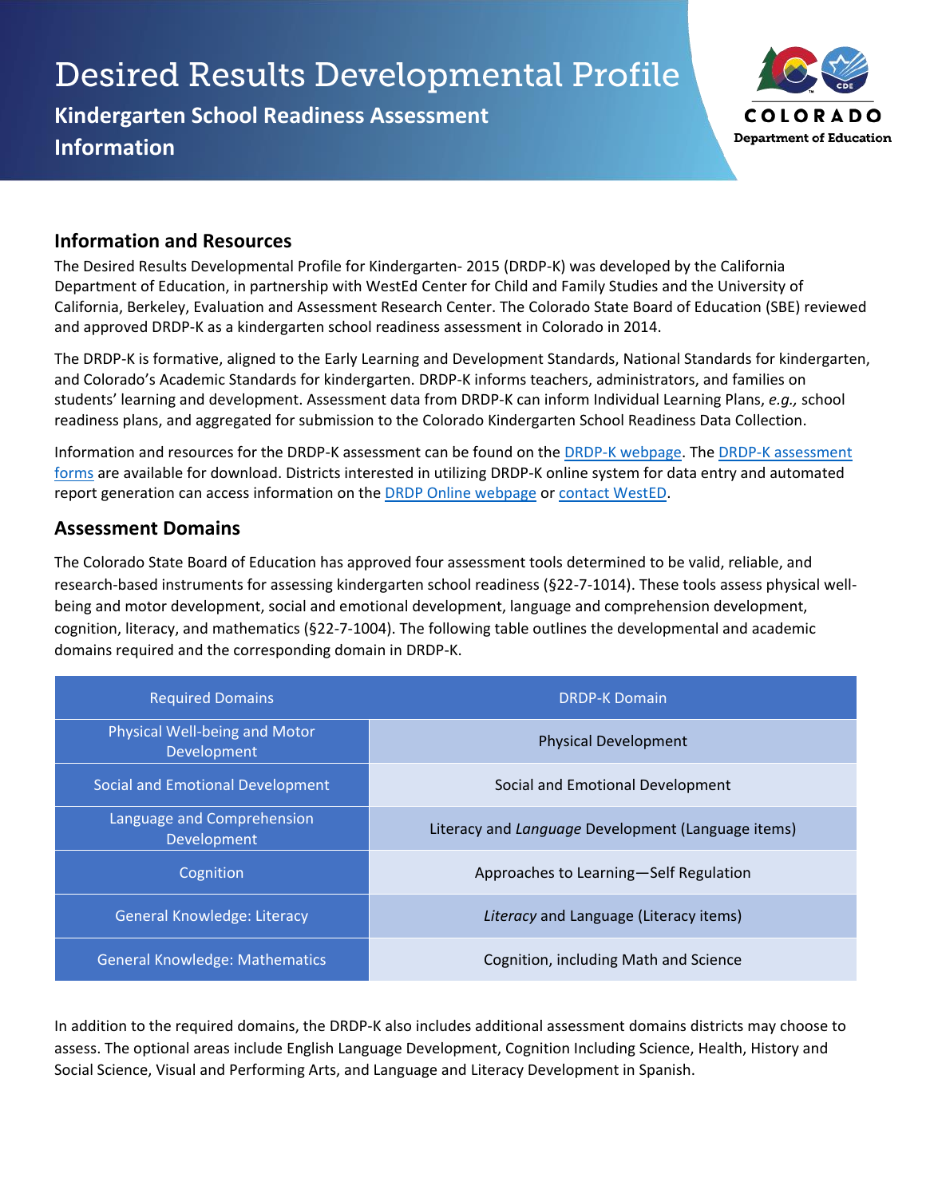# Desired Results Developmental Profile

## Kindergarten School Readiness Assessment Information

## Information and Resources

The Desired Results Developmental Profile for Kindergarten- 2015 (DRDP-K) was developed by the California Department of Education, in partnership with WestEd Center for Child and Family Studies and the University of California, Berkeley, Evaluation and Assessment Research Center. The Colorado State Board of Education (SBE) reviewed and approved DRDP-K as a kindergarten school readiness assessment in Colorado in 2014.

The DRDP-K is formative, aligned to the Early Learning and Development Standards, National Standards for kindergarten, and Colorado's Academic Standards for kindergarten. DRDP-K informs teachers, administrators, and families on students' learning and development. Assessment data from DRDP-K can inform Individual Learning Plans, *e.g.,* school readiness plans, and aggregated for submission to the Colorado Kindergarten School Readiness Data Collection.

Information and resources for the DRDP-K assessment can be found on the DRDP-K webpage. The DRDP-K assessment forms are available for download. Districts interested in utilizing DRDP-K online system for data entry and automated report generation can access information on the DRDP Online webpage or contact WestED.

## Assessment Domains

The Colorado State Board of Education has approved four assessment tools determined to be valid, reliable, and research-based instruments for assessing kindergarten school readiness (§22-7-1014). These tools assess physical well-being and motor development, social and emotional development, language and comprehension development, cognition, literacy, and mathematics (§22-7-1004). The following table outlines the developmental and academic domains required and the corresponding domain in DRDP-K.

| Required Domains | DRDP-K Domain |
| --- | --- |
| Physical Well-being and Motor Development | Physical Development |
| Social and Emotional Development | Social and Emotional Development |
| Language and Comprehension Development | Literacy and *Language* Development (Language items) |
| Cognition | Approaches to Learning—Self Regulation |
| General Knowledge: Literacy | *Literacy* and Language (Literacy items) |
| General Knowledge: Mathematics | Cognition, including Math and Science |

In addition to the required domains, the DRDP-K also includes additional assessment domains districts may choose to assess. The optional areas include English Language Development, Cognition Including Science, Health, History and Social Science, Visual and Performing Arts, and Language and Literacy Development in Spanish.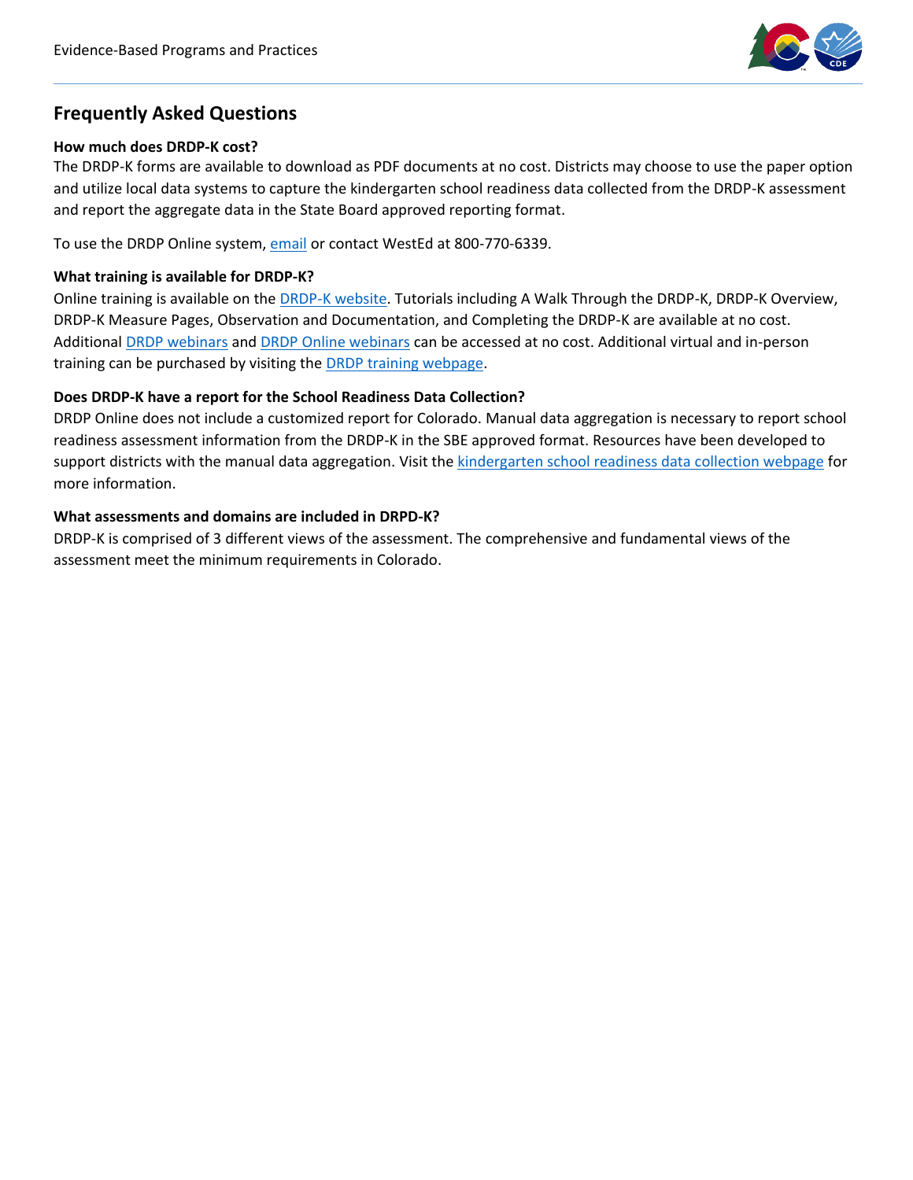## Frequently Asked Questions

### How much does DRDP-K cost?

The DRDP-K forms are available to download as PDF documents at no cost. Districts may choose to use the paper option and utilize local data systems to capture the kindergarten school readiness data collected from the DRDP-K assessment and report the aggregate data in the State Board approved reporting format.

To use the DRDP Online system, email or contact WestEd at 800-770-6339.

### What training is available for DRDP-K?

Online training is available on the DRDP-K website. Tutorials including A Walk Through the DRDP-K, DRDP-K Overview, DRDP-K Measure Pages, Observation and Documentation, and Completing the DRDP-K are available at no cost. Additional DRDP webinars and DRDP Online webinars can be accessed at no cost. Additional virtual and in-person training can be purchased by visiting the DRDP training webpage.

### Does DRDP-K have a report for the School Readiness Data Collection?

DRDP Online does not include a customized report for Colorado. Manual data aggregation is necessary to report school readiness assessment information from the DRDP-K in the SBE approved format. Resources have been developed to support districts with the manual data aggregation. Visit the kindergarten school readiness data collection webpage for more information.

### What assessments and domains are included in DRPD-K?

DRDP-K is comprised of 3 different views of the assessment. The comprehensive and fundamental views of the assessment meet the minimum requirements in Colorado.